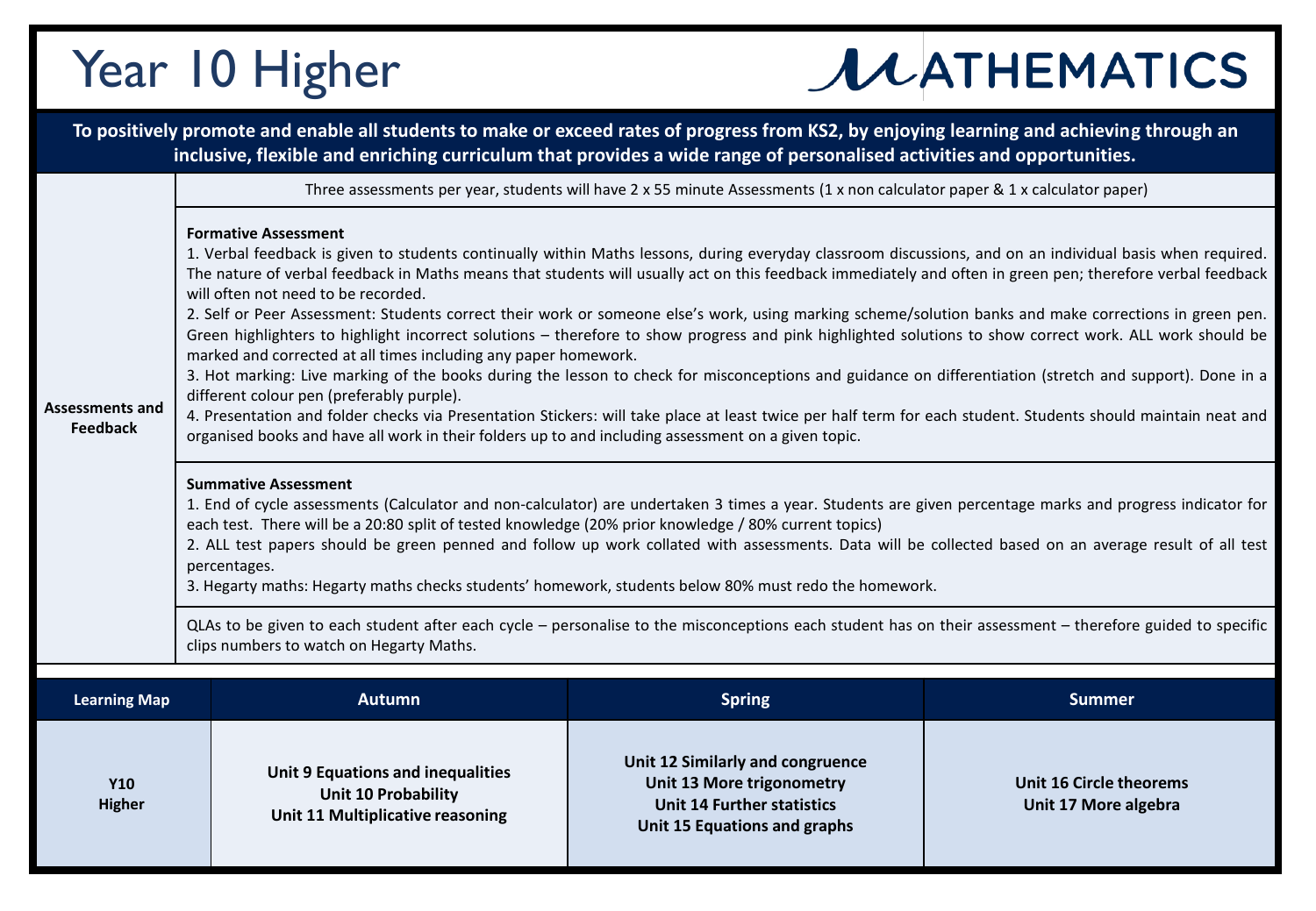# Year 10 Higher

MATHEMATICS

**To positively promote and enable all students to make or exceed rates of progress from KS2, by enjoying learning and achieving through an inclusive, flexible and enriching curriculum that provides a wide range of personalised activities and opportunities.**

## Assessments and Feedback

Three assessments per year, students will have 2 x 55 minute Assessments (1 x non calculator paper & 1 x calculator paper)

**Formative Assessment**

1. Verbal feedback is given to students continually within Maths lessons, during everyday classroom discussions, and on an individual basis when required. The nature of verbal feedback in Maths means that students will usually act on this feedback immediately and often in green pen; therefore verbal feedback will often not need to be recorded.
2. Self or Peer Assessment: Students correct their work or someone else's work, using marking scheme/solution banks and make corrections in green pen. Green highlighters to highlight incorrect solutions – therefore to show progress and pink highlighted solutions to show correct work. ALL work should be marked and corrected at all times including any paper homework.
3. Hot marking: Live marking of the books during the lesson to check for misconceptions and guidance on differentiation (stretch and support). Done in a different colour pen (preferably purple).
4. Presentation and folder checks via Presentation Stickers: will take place at least twice per half term for each student. Students should maintain neat and organised books and have all work in their folders up to and including assessment on a given topic.

**Summative Assessment**

1. End of cycle assessments (Calculator and non-calculator) are undertaken 3 times a year. Students are given percentage marks and progress indicator for each test. There will be a 20:80 split of tested knowledge (20% prior knowledge / 80% current topics)
2. ALL test papers should be green penned and follow up work collated with assessments. Data will be collected based on an average result of all test percentages.
3. Hegarty maths: Hegarty maths checks students' homework, students below 80% must redo the homework.

QLAs to be given to each student after each cycle – personalise to the misconceptions each student has on their assessment – therefore guided to specific clips numbers to watch on Hegarty Maths.

| Learning Map | Autumn | Spring | Summer |
| --- | --- | --- | --- |
| **Y10 Higher** | **Unit 9 Equations and inequalities**<br>**Unit 10 Probability**<br>**Unit 11 Multiplicative reasoning** | **Unit 12 Similarly and congruence**<br>**Unit 13 More trigonometry**<br>**Unit 14 Further statistics**<br>**Unit 15 Equations and graphs** | **Unit 16 Circle theorems**<br>**Unit 17 More algebra** |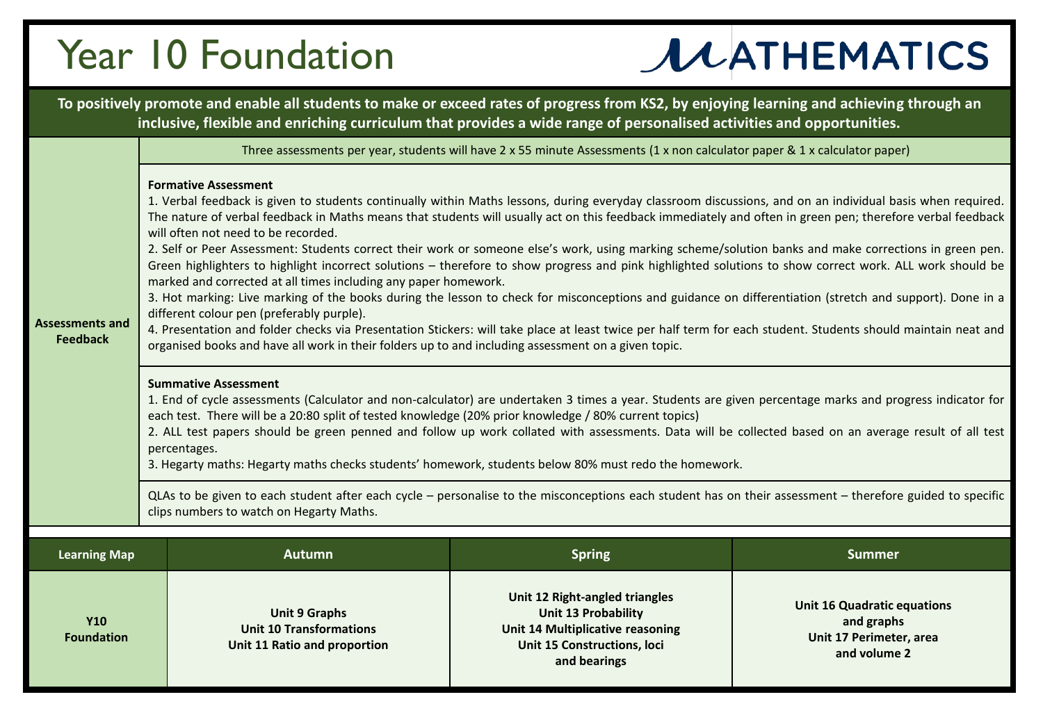# Year 10 Foundation

# MATHEMATICS

**To positively promote and enable all students to make or exceed rates of progress from KS2, by enjoying learning and achieving through an inclusive, flexible and enriching curriculum that provides a wide range of personalised activities and opportunities.**

| | |
|---|---|
| **Assessments and Feedback** | Three assessments per year, students will have 2 x 55 minute Assessments (1 x non calculator paper & 1 x calculator paper) |
| | **Formative Assessment**<br>1. Verbal feedback is given to students continually within Maths lessons, during everyday classroom discussions, and on an individual basis when required. The nature of verbal feedback in Maths means that students will usually act on this feedback immediately and often in green pen; therefore verbal feedback will often not need to be recorded.<br>2. Self or Peer Assessment: Students correct their work or someone else's work, using marking scheme/solution banks and make corrections in green pen. Green highlighters to highlight incorrect solutions – therefore to show progress and pink highlighted solutions to show correct work. ALL work should be marked and corrected at all times including any paper homework.<br>3. Hot marking: Live marking of the books during the lesson to check for misconceptions and guidance on differentiation (stretch and support). Done in a different colour pen (preferably purple).<br>4. Presentation and folder checks via Presentation Stickers: will take place at least twice per half term for each student. Students should maintain neat and organised books and have all work in their folders up to and including assessment on a given topic. |
| | **Summative Assessment**<br>1. End of cycle assessments (Calculator and non-calculator) are undertaken 3 times a year. Students are given percentage marks and progress indicator for each test. There will be a 20:80 split of tested knowledge (20% prior knowledge / 80% current topics)<br>2. ALL test papers should be green penned and follow up work collated with assessments. Data will be collected based on an average result of all test percentages.<br>3. Hegarty maths: Hegarty maths checks students' homework, students below 80% must redo the homework. |
| | QLAs to be given to each student after each cycle – personalise to the misconceptions each student has on their assessment – therefore guided to specific clips numbers to watch on Hegarty Maths. |

| Learning Map | Autumn | Spring | Summer |
|---|---|---|---|
| **Y10 Foundation** | **Unit 9 Graphs**<br>**Unit 10 Transformations**<br>**Unit 11 Ratio and proportion** | **Unit 12 Right-angled triangles**<br>**Unit 13 Probability**<br>**Unit 14 Multiplicative reasoning**<br>**Unit 15 Constructions, loci and bearings** | **Unit 16 Quadratic equations and graphs**<br>**Unit 17 Perimeter, area and volume 2** |